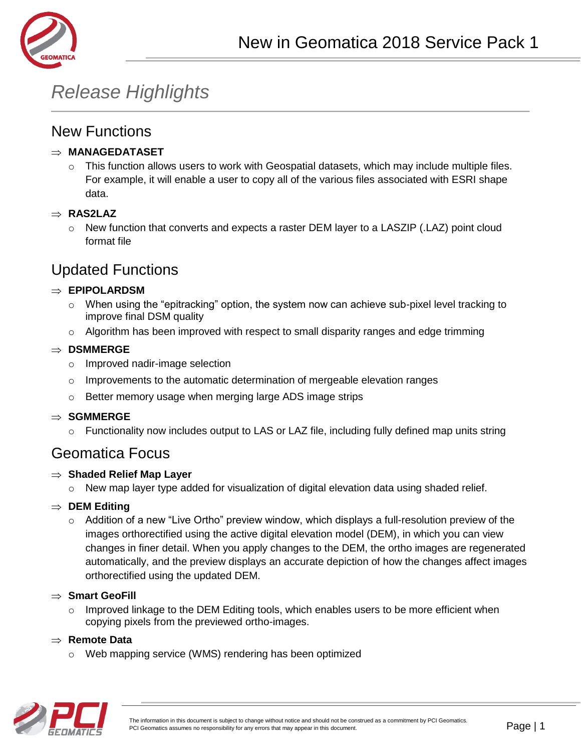# New in Geomatica 2018 Service Pack 1

## *Release Highlights*

### New Functions

⇒ **MANAGEDATASET**

- This function allows users to work with Geospatial datasets, which may include multiple files. For example, it will enable a user to copy all of the various files associated with ESRI shape data.

⇒ **RAS2LAZ**

- New function that converts and expects a raster DEM layer to a LASZIP (.LAZ) point cloud format file

### Updated Functions

⇒ **EPIPOLARDSM**

- When using the "epitracking" option, the system now can achieve sub-pixel level tracking to improve final DSM quality
- Algorithm has been improved with respect to small disparity ranges and edge trimming

⇒ **DSMMERGE**

- Improved nadir-image selection
- Improvements to the automatic determination of mergeable elevation ranges
- Better memory usage when merging large ADS image strips

⇒ **SGMMERGE**

- Functionality now includes output to LAS or LAZ file, including fully defined map units string

### Geomatica Focus

⇒ **Shaded Relief Map Layer**

- New map layer type added for visualization of digital elevation data using shaded relief.

⇒ **DEM Editing**

- Addition of a new "Live Ortho" preview window, which displays a full-resolution preview of the images orthorectified using the active digital elevation model (DEM), in which you can view changes in finer detail. When you apply changes to the DEM, the ortho images are regenerated automatically, and the preview displays an accurate depiction of how the changes affect images orthorectified using the updated DEM.

⇒ **Smart GeoFill**

- Improved linkage to the DEM Editing tools, which enables users to be more efficient when copying pixels from the previewed ortho-images.

⇒ **Remote Data**

- Web mapping service (WMS) rendering has been optimized

The information in this document is subject to change without notice and should not be construed as a commitment by PCI Geomatics. PCI Geomatics assumes no responsibility for any errors that may appear in this document.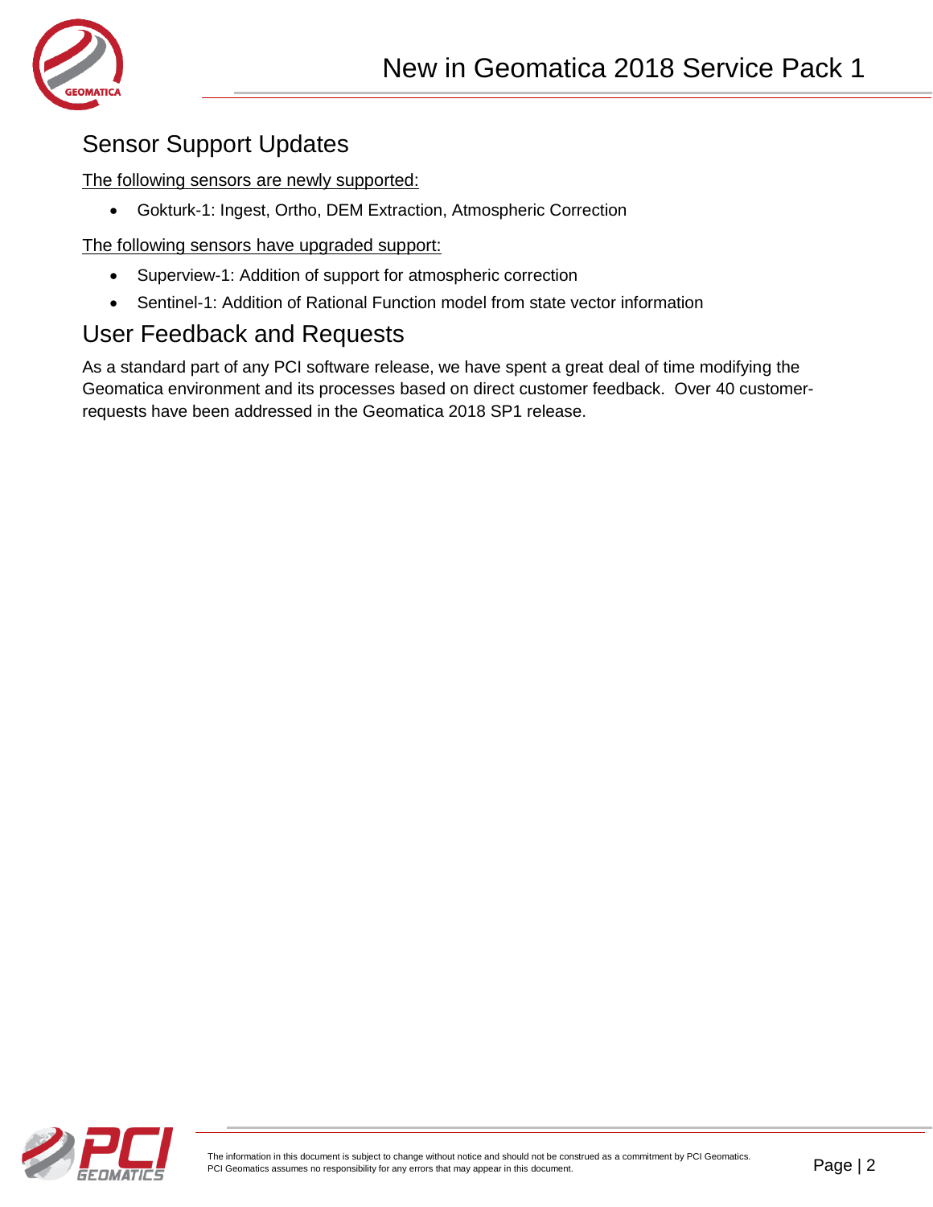## Sensor Support Updates

The following sensors are newly supported:

- Gokturk-1: Ingest, Ortho, DEM Extraction, Atmospheric Correction

The following sensors have upgraded support:

- Superview-1: Addition of support for atmospheric correction
- Sentinel-1: Addition of Rational Function model from state vector information

## User Feedback and Requests

As a standard part of any PCI software release, we have spent a great deal of time modifying the Geomatica environment and its processes based on direct customer feedback. Over 40 customer-requests have been addressed in the Geomatica 2018 SP1 release.